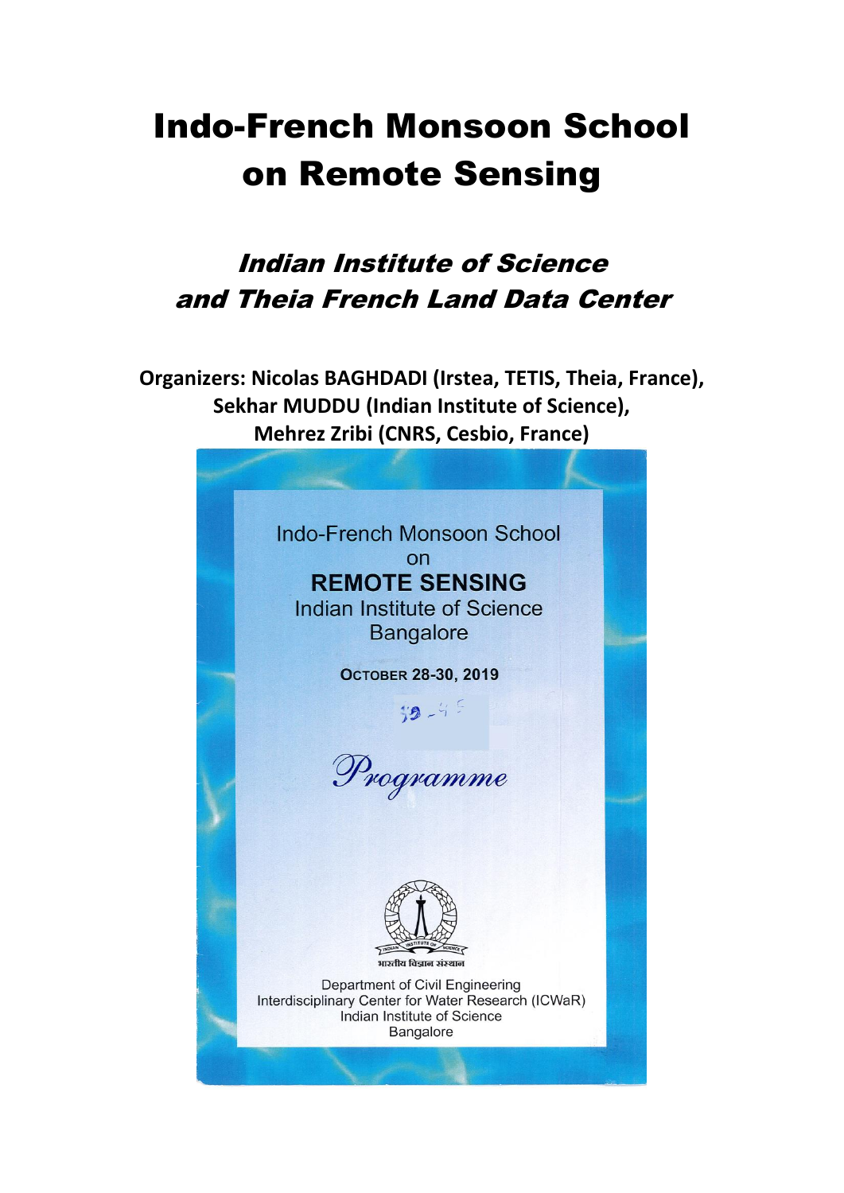# Indo-French Monsoon School on Remote Sensing

## *Indian Institute of Science and Theia French Land Data Center*

**Organizers: Nicolas BAGHDADI (Irstea, TETIS, Theia, France), Sekhar MUDDU (Indian Institute of Science), Mehrez Zribi (CNRS, Cesbio, France)**

Indo-French Monsoon School
on
**REMOTE SENSING**
Indian Institute of Science
Bangalore

**OCTOBER 28-30, 2019**

30-45

*Programme*

भारतीय विज्ञान संस्थान

Department of Civil Engineering
Interdisciplinary Center for Water Research (ICWaR)
Indian Institute of Science
Bangalore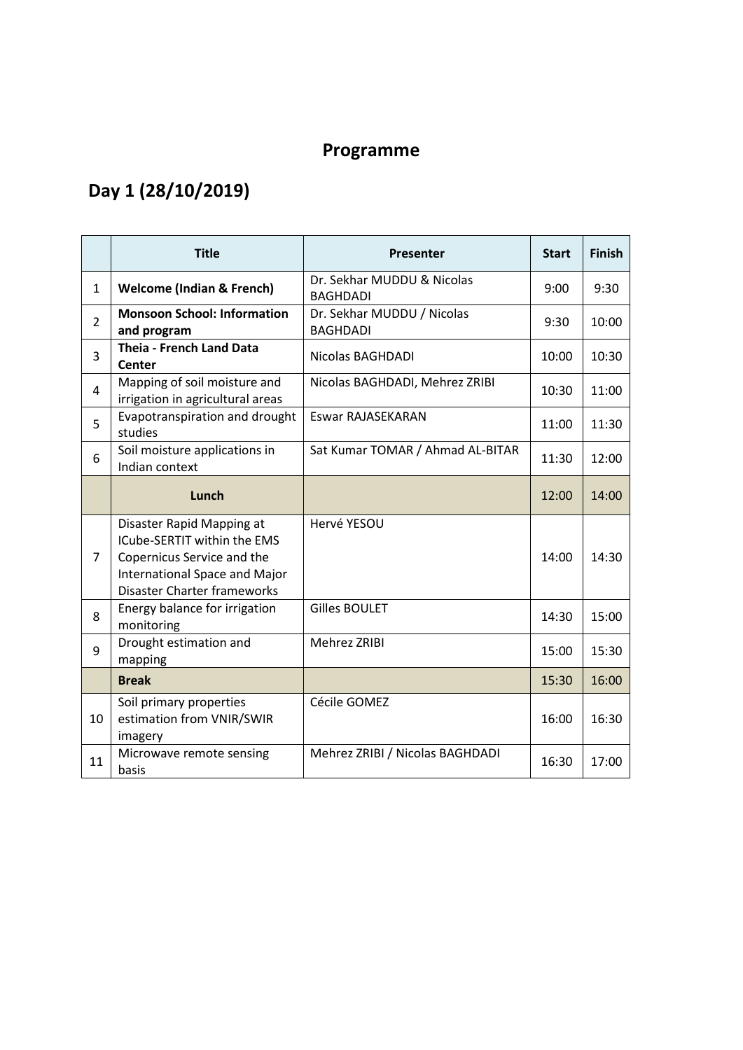# Programme

## Day 1 (28/10/2019)

| | Title | Presenter | Start | Finish |
|---|---|---|---|---|
| 1 | **Welcome (Indian & French)** | Dr. Sekhar MUDDU & Nicolas BAGHDADI | 9:00 | 9:30 |
| 2 | **Monsoon School: Information and program** | Dr. Sekhar MUDDU / Nicolas BAGHDADI | 9:30 | 10:00 |
| 3 | **Theia - French Land Data Center** | Nicolas BAGHDADI | 10:00 | 10:30 |
| 4 | Mapping of soil moisture and irrigation in agricultural areas | Nicolas BAGHDADI, Mehrez ZRIBI | 10:30 | 11:00 |
| 5 | Evapotranspiration and drought studies | Eswar RAJASEKARAN | 11:00 | 11:30 |
| 6 | Soil moisture applications in Indian context | Sat Kumar TOMAR / Ahmad AL-BITAR | 11:30 | 12:00 |
| | **Lunch** | | 12:00 | 14:00 |
| 7 | Disaster Rapid Mapping at ICube-SERTIT within the EMS Copernicus Service and the International Space and Major Disaster Charter frameworks | Hervé YESOU | 14:00 | 14:30 |
| 8 | Energy balance for irrigation monitoring | Gilles BOULET | 14:30 | 15:00 |
| 9 | Drought estimation and mapping | Mehrez ZRIBI | 15:00 | 15:30 |
| | **Break** | | 15:30 | 16:00 |
| 10 | Soil primary properties estimation from VNIR/SWIR imagery | Cécile GOMEZ | 16:00 | 16:30 |
| 11 | Microwave remote sensing basis | Mehrez ZRIBI / Nicolas BAGHDADI | 16:30 | 17:00 |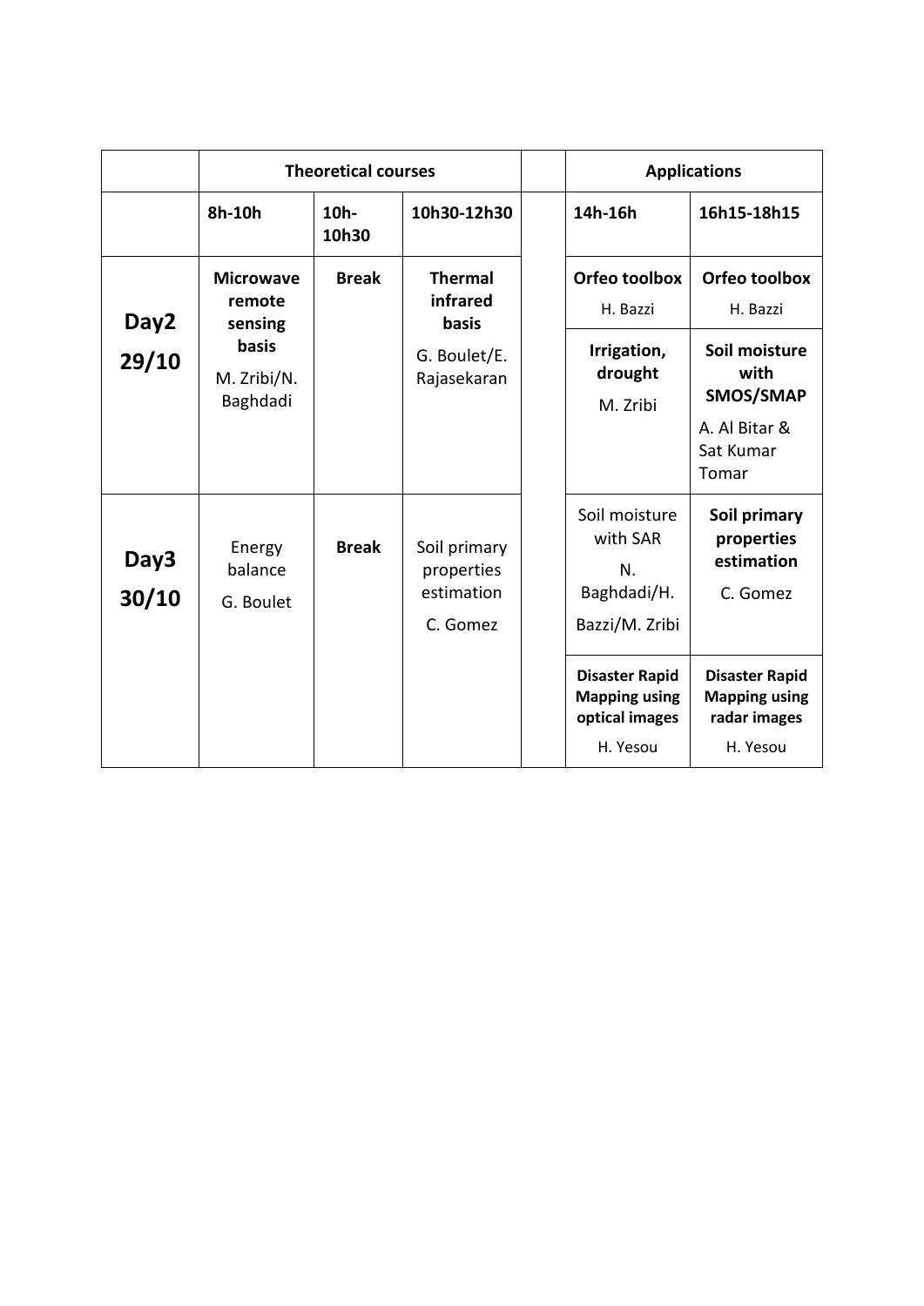| | Theoretical courses | | | | Applications | |
|---|---|---|---|---|---|---|
| | **8h-10h** | **10h-10h30** | **10h30-12h30** | | **14h-16h** | **16h15-18h15** |
| **Day2 29/10** | **Microwave remote sensing basis** M. Zribi/N. Baghdadi | **Break** | **Thermal infrared basis** G. Boulet/E. Rajasekaran | | **Orfeo toolbox** H. Bazzi | **Orfeo toolbox** H. Bazzi |
| | | | | | **Irrigation, drought** M. Zribi | **Soil moisture with SMOS/SMAP** A. Al Bitar & Sat Kumar Tomar |
| **Day3 30/10** | Energy balance G. Boulet | **Break** | Soil primary properties estimation C. Gomez | | Soil moisture with SAR N. Baghdadi/H. Bazzi/M. Zribi | **Soil primary properties estimation** C. Gomez |
| | | | | | **Disaster Rapid Mapping using optical images** H. Yesou | **Disaster Rapid Mapping using radar images** H. Yesou |